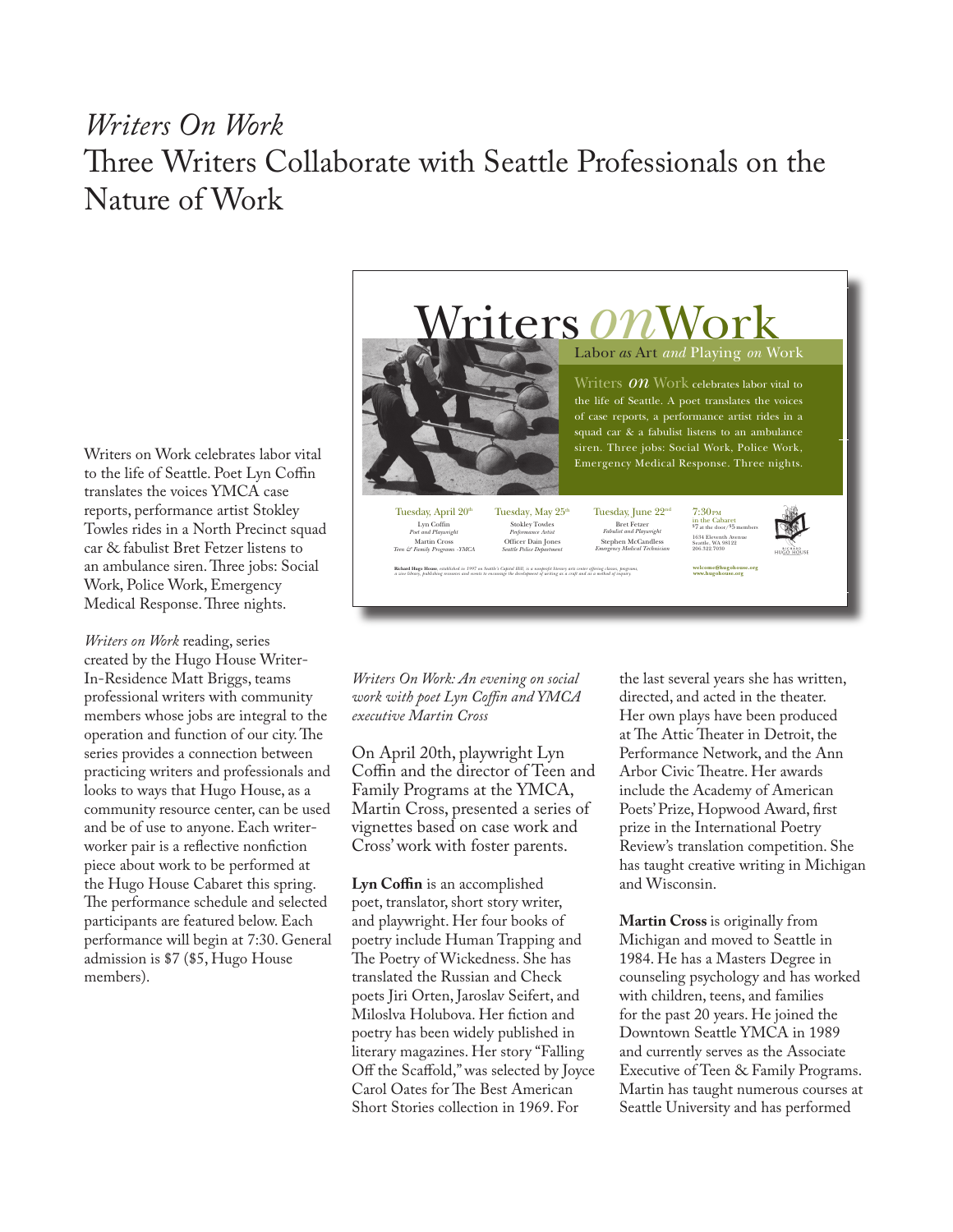# *Writers On Work*
# Three Writers Collaborate with Seattle Professionals on the Nature of Work

Writers on Work celebrates labor vital to the life of Seattle. Poet Lyn Coffin translates the voices YMCA case reports, performance artist Stokley Towles rides in a North Precinct squad car & fabulist Bret Fetzer listens to an ambulance siren. Three jobs: Social Work, Police Work, Emergency Medical Response. Three nights.

*Writers on Work* reading, series created by the Hugo House Writer-In-Residence Matt Briggs, teams professional writers with community members whose jobs are integral to the operation and function of our city. The series provides a connection between practicing writers and professionals and looks to ways that Hugo House, as a community resource center, can be used and be of use to anyone. Each writer-worker pair is a reflective nonfiction piece about work to be performed at the Hugo House Cabaret this spring. The performance schedule and selected participants are featured below. Each performance will begin at 7:30. General admission is $7 ($5, Hugo House members).

Writers *on* Work

Labor *as* Art *and* Playing *on* Work

Writers *on* Work celebrates labor vital to the life of Seattle. A poet translates the voices of case reports, a performance artist rides in a squad car & a fabulist listens to an ambulance siren. Three jobs: Social Work, Police Work, Emergency Medical Response. Three nights.

Tuesday, April 20th — Lyn Coffin, *Poet and Playwright*; Martin Cross, *Teen & Family Programs - YMCA*

Tuesday, May 25th — Stokley Towles, *Performance Artist*; Officer Dain Jones, *Seattle Police Department*

Tuesday, June 22nd — Bret Fetzer, *Fabulist and Playwright*; Stephen McCandless, *Emergency Medical Technician*

7:30PM in the Cabaret, $7 at the door/$5 members. 1634 Eleventh Avenue, Seattle, WA 98122, 206.322.7030

welcome@hugohouse.org
www.hugohouse.org

*Writers On Work: An evening on social work with poet Lyn Coffin and YMCA executive Martin Cross*

On April 20th, playwright Lyn Coffin and the director of Teen and Family Programs at the YMCA, Martin Cross, presented a series of vignettes based on case work and Cross' work with foster parents.

**Lyn Coffin** is an accomplished poet, translator, short story writer, and playwright. Her four books of poetry include Human Trapping and The Poetry of Wickedness. She has translated the Russian and Check poets Jiri Orten, Jaroslav Seifert, and Miloslva Holubova. Her fiction and poetry has been widely published in literary magazines. Her story "Falling Off the Scaffold," was selected by Joyce Carol Oates for The Best American Short Stories collection in 1969. For the last several years she has written, directed, and acted in the theater. Her own plays have been produced at The Attic Theater in Detroit, the Performance Network, and the Ann Arbor Civic Theatre. Her awards include the Academy of American Poets' Prize, Hopwood Award, first prize in the International Poetry Review's translation competition. She has taught creative writing in Michigan and Wisconsin.

**Martin Cross** is originally from Michigan and moved to Seattle in 1984. He has a Masters Degree in counseling psychology and has worked with children, teens, and families for the past 20 years. He joined the Downtown Seattle YMCA in 1989 and currently serves as the Associate Executive of Teen & Family Programs. Martin has taught numerous courses at Seattle University and has performed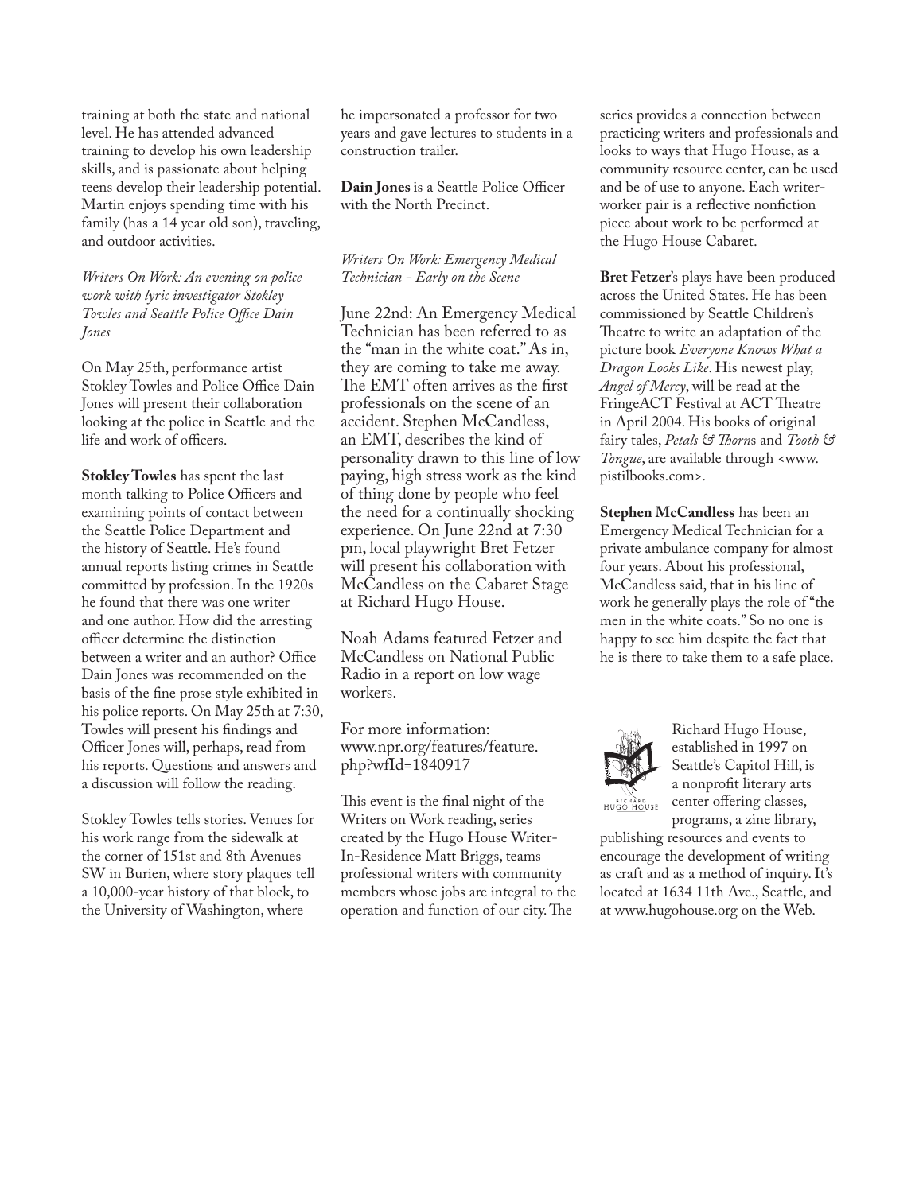training at both the state and national level. He has attended advanced training to develop his own leadership skills, and is passionate about helping teens develop their leadership potential. Martin enjoys spending time with his family (has a 14 year old son), traveling, and outdoor activities.

*Writers On Work: An evening on police work with lyric investigator Stokley Towles and Seattle Police Office Dain Jones*

On May 25th, performance artist Stokley Towles and Police Office Dain Jones will present their collaboration looking at the police in Seattle and the life and work of officers.

**Stokley Towles** has spent the last month talking to Police Officers and examining points of contact between the Seattle Police Department and the history of Seattle. He's found annual reports listing crimes in Seattle committed by profession. In the 1920s he found that there was one writer and one author. How did the arresting officer determine the distinction between a writer and an author? Office Dain Jones was recommended on the basis of the fine prose style exhibited in his police reports. On May 25th at 7:30, Towles will present his findings and Officer Jones will, perhaps, read from his reports. Questions and answers and a discussion will follow the reading.

Stokley Towles tells stories. Venues for his work range from the sidewalk at the corner of 151st and 8th Avenues SW in Burien, where story plaques tell a 10,000-year history of that block, to the University of Washington, where he impersonated a professor for two years and gave lectures to students in a construction trailer.

**Dain Jones** is a Seattle Police Officer with the North Precinct.

*Writers On Work: Emergency Medical Technician - Early on the Scene*

June 22nd: An Emergency Medical Technician has been referred to as the "man in the white coat." As in, they are coming to take me away. The EMT often arrives as the first professionals on the scene of an accident. Stephen McCandless, an EMT, describes the kind of personality drawn to this line of low paying, high stress work as the kind of thing done by people who feel the need for a continually shocking experience. On June 22nd at 7:30 pm, local playwright Bret Fetzer will present his collaboration with McCandless on the Cabaret Stage at Richard Hugo House.

Noah Adams featured Fetzer and McCandless on National Public Radio in a report on low wage workers.

For more information: www.npr.org/features/feature.php?wfId=1840917

This event is the final night of the Writers on Work reading, series created by the Hugo House Writer-In-Residence Matt Briggs, teams professional writers with community members whose jobs are integral to the operation and function of our city. The series provides a connection between practicing writers and professionals and looks to ways that Hugo House, as a community resource center, can be used and be of use to anyone. Each writer-worker pair is a reflective nonfiction piece about work to be performed at the Hugo House Cabaret.

**Bret Fetzer**'s plays have been produced across the United States. He has been commissioned by Seattle Children's Theatre to write an adaptation of the picture book *Everyone Knows What a Dragon Looks Like*. His newest play, *Angel of Mercy*, will be read at the FringeACT Festival at ACT Theatre in April 2004. His books of original fairy tales, *Petals & Thorns* and *Tooth & Tongue*, are available through <www.pistilbooks.com>.

**Stephen McCandless** has been an Emergency Medical Technician for a private ambulance company for almost four years. About his professional, McCandless said, that in his line of work he generally plays the role of "the men in the white coats." So no one is happy to see him despite the fact that he is there to take them to a safe place.

RICHARD HUGO HOUSE

Richard Hugo House, established in 1997 on Seattle's Capitol Hill, is a nonprofit literary arts center offering classes, programs, a zine library, publishing resources and events to encourage the development of writing as craft and as a method of inquiry. It's located at 1634 11th Ave., Seattle, and at www.hugohouse.org on the Web.